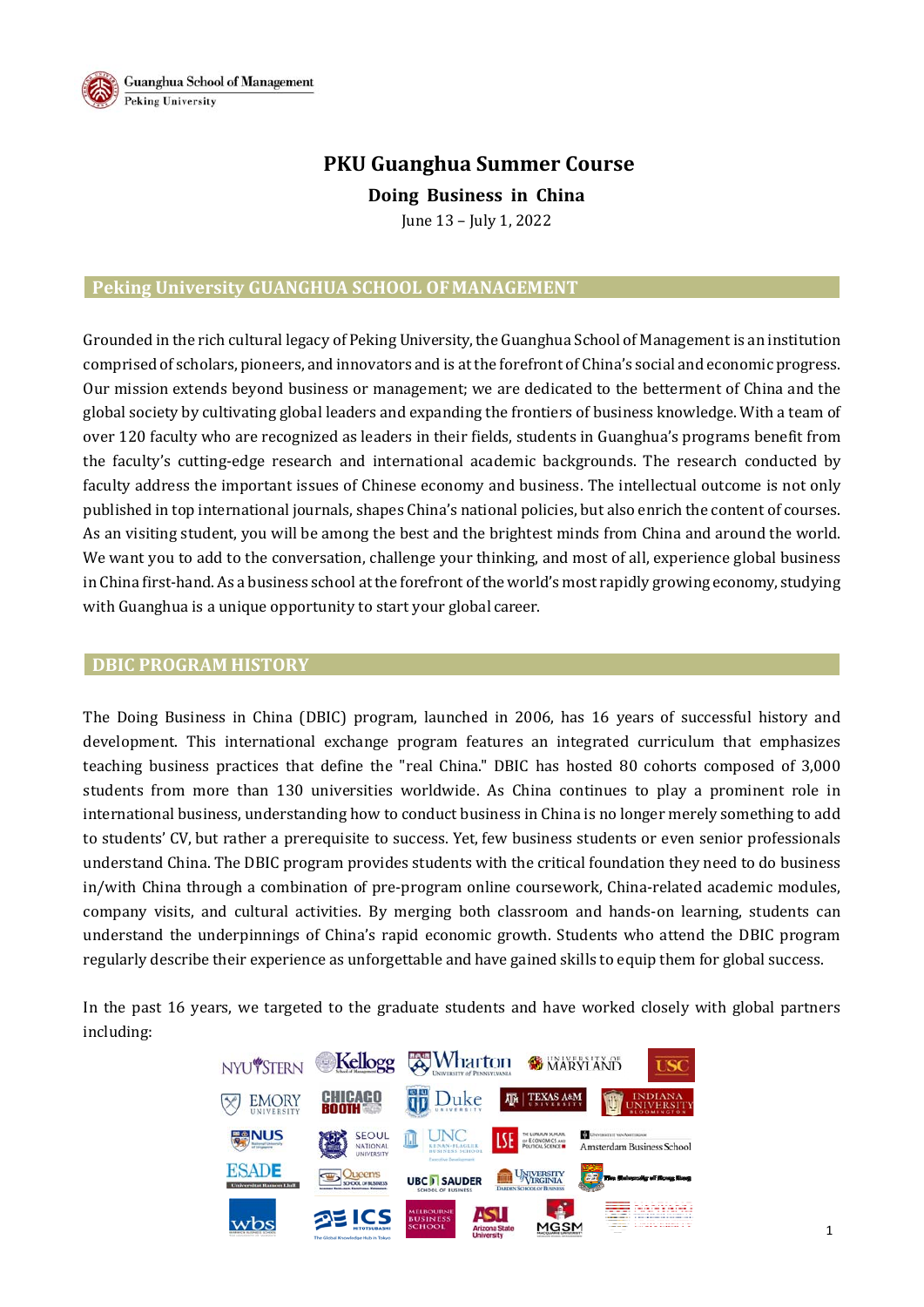# PKU Guanghua Summer Course

## Doing Business in China

June 13 – July 1, 2022

## Peking University GUANGHUA SCHOOL OF MANAGEMENT

Grounded in the rich cultural legacy of Peking University, the Guanghua School of Management is an institution comprised of scholars, pioneers, and innovators and is at the forefront of China's social and economic progress. Our mission extends beyond business or management; we are dedicated to the betterment of China and the global society by cultivating global leaders and expanding the frontiers of business knowledge. With a team of over 120 faculty who are recognized as leaders in their fields, students in Guanghua's programs benefit from the faculty's cutting-edge research and international academic backgrounds. The research conducted by faculty address the important issues of Chinese economy and business. The intellectual outcome is not only published in top international journals, shapes China's national policies, but also enrich the content of courses. As an visiting student, you will be among the best and the brightest minds from China and around the world. We want you to add to the conversation, challenge your thinking, and most of all, experience global business in China first-hand. As a business school at the forefront of the world's most rapidly growing economy, studying with Guanghua is a unique opportunity to start your global career.

## DBIC PROGRAM HISTORY

The Doing Business in China (DBIC) program, launched in 2006, has 16 years of successful history and development. This international exchange program features an integrated curriculum that emphasizes teaching business practices that define the "real China." DBIC has hosted 80 cohorts composed of 3,000 students from more than 130 universities worldwide. As China continues to play a prominent role in international business, understanding how to conduct business in China is no longer merely something to add to students' CV, but rather a prerequisite to success. Yet, few business students or even senior professionals understand China. The DBIC program provides students with the critical foundation they need to do business in/with China through a combination of pre-program online coursework, China-related academic modules, company visits, and cultural activities. By merging both classroom and hands-on learning, students can understand the underpinnings of China's rapid economic growth. Students who attend the DBIC program regularly describe their experience as unforgettable and have gained skills to equip them for global success.

In the past 16 years, we targeted to the graduate students and have worked closely with global partners including: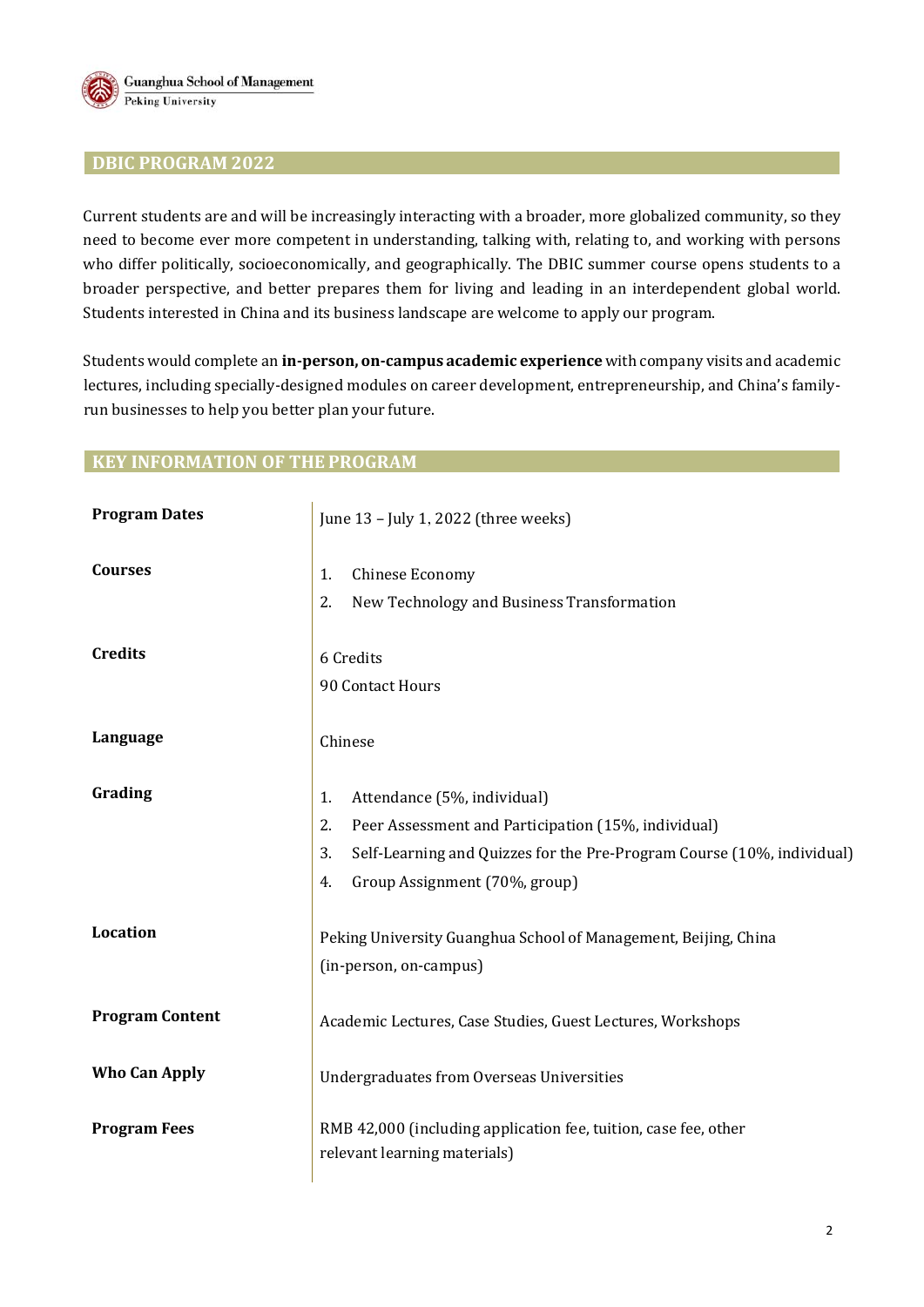## DBIC PROGRAM 2022

Current students are and will be increasingly interacting with a broader, more globalized community, so they need to become ever more competent in understanding, talking with, relating to, and working with persons who differ politically, socioeconomically, and geographically. The DBIC summer course opens students to a broader perspective, and better prepares them for living and leading in an interdependent global world. Students interested in China and its business landscape are welcome to apply our program.

Students would complete an **in-person, on-campus academic experience** with company visits and academic lectures, including specially-designed modules on career development, entrepreneurship, and China's family-run businesses to help you better plan your future.

## KEY INFORMATION OF THE PROGRAM

| | |
|---|---|
| **Program Dates** | June 13 – July 1, 2022 (three weeks) |
| **Courses** | 1. Chinese Economy<br>2. New Technology and Business Transformation |
| **Credits** | 6 Credits<br>90 Contact Hours |
| **Language** | Chinese |
| **Grading** | 1. Attendance (5%, individual)<br>2. Peer Assessment and Participation (15%, individual)<br>3. Self-Learning and Quizzes for the Pre-Program Course (10%, individual)<br>4. Group Assignment (70%, group) |
| **Location** | Peking University Guanghua School of Management, Beijing, China (in-person, on-campus) |
| **Program Content** | Academic Lectures, Case Studies, Guest Lectures, Workshops |
| **Who Can Apply** | Undergraduates from Overseas Universities |
| **Program Fees** | RMB 42,000 (including application fee, tuition, case fee, other relevant learning materials) |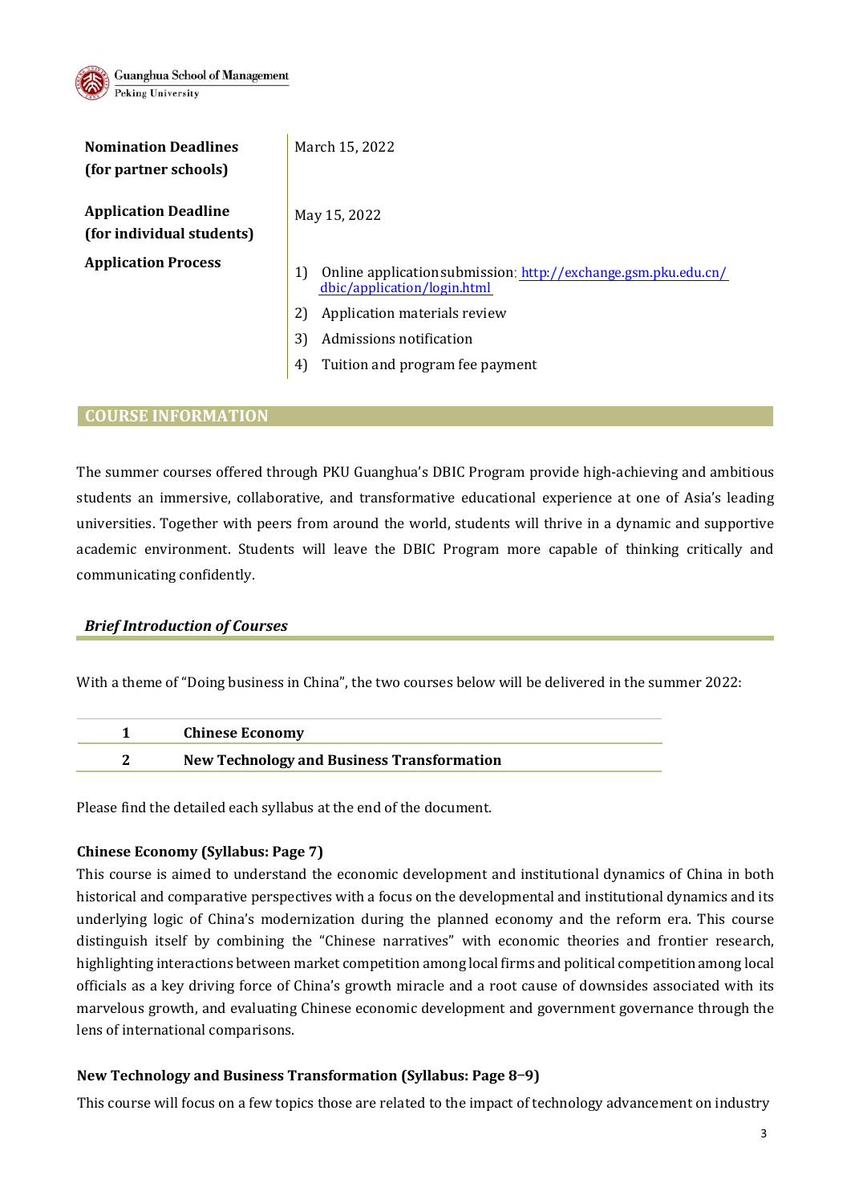| | |
|---|---|
| **Nomination Deadlines (for partner schools)** | March 15, 2022 |
| **Application Deadline (for individual students)** | May 15, 2022 |
| **Application Process** | 1) Online application submission: http://exchange.gsm.pku.edu.cn/dbic/application/login.html<br>2) Application materials review<br>3) Admissions notification<br>4) Tuition and program fee payment |

## COURSE INFORMATION

The summer courses offered through PKU Guanghua's DBIC Program provide high-achieving and ambitious students an immersive, collaborative, and transformative educational experience at one of Asia's leading universities. Together with peers from around the world, students will thrive in a dynamic and supportive academic environment. Students will leave the DBIC Program more capable of thinking critically and communicating confidently.

### *Brief Introduction of Courses*

With a theme of "Doing business in China", the two courses below will be delivered in the summer 2022:

| | |
|---|---|
| 1 | **Chinese Economy** |
| 2 | **New Technology and Business Transformation** |

Please find the detailed each syllabus at the end of the document.

**Chinese Economy (Syllabus: Page 7)**

This course is aimed to understand the economic development and institutional dynamics of China in both historical and comparative perspectives with a focus on the developmental and institutional dynamics and its underlying logic of China's modernization during the planned economy and the reform era. This course distinguish itself by combining the "Chinese narratives" with economic theories and frontier research, highlighting interactions between market competition among local firms and political competition among local officials as a key driving force of China's growth miracle and a root cause of downsides associated with its marvelous growth, and evaluating Chinese economic development and government governance through the lens of international comparisons.

**New Technology and Business Transformation (Syllabus: Page 8–9)**

This course will focus on a few topics those are related to the impact of technology advancement on industry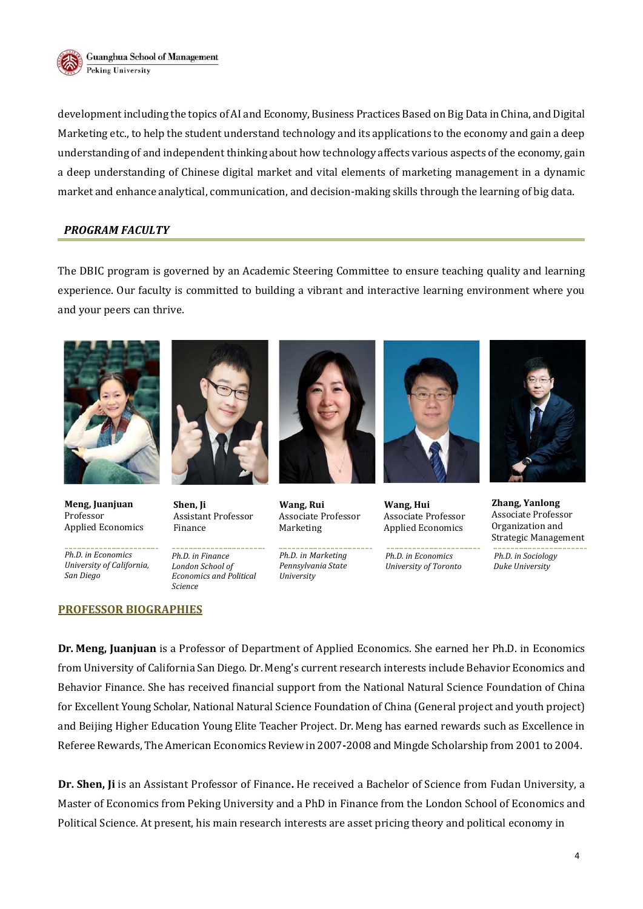development including the topics of AI and Economy, Business Practices Based on Big Data in China, and Digital Marketing etc., to help the student understand technology and its applications to the economy and gain a deep understanding of and independent thinking about how technology affects various aspects of the economy, gain a deep understanding of Chinese digital market and vital elements of marketing management in a dynamic market and enhance analytical, communication, and decision-making skills through the learning of big data.

## *PROGRAM FACULTY*

The DBIC program is governed by an Academic Steering Committee to ensure teaching quality and learning experience. Our faculty is committed to building a vibrant and interactive learning environment where you and your peers can thrive.

| Meng, Juanjuan | Shen, Ji | Wang, Rui | Wang, Hui | Zhang, Yanlong |
|---|---|---|---|---|
| Professor<br>Applied Economics | Assistant Professor<br>Finance | Associate Professor<br>Marketing | Associate Professor<br>Applied Economics | Associate Professor<br>Organization and Strategic Management |
| *Ph.D. in Economics*<br>*University of California, San Diego* | *Ph.D. in Finance*<br>*London School of Economics and Political Science* | *Ph.D. in Marketing*<br>*Pennsylvania State University* | *Ph.D. in Economics*<br>*University of Toronto* | *Ph.D. in Sociology*<br>*Duke University* |

## PROFESSOR BIOGRAPHIES

**Dr. Meng, Juanjuan** is a Professor of Department of Applied Economics. She earned her Ph.D. in Economics from University of California San Diego. Dr. Meng's current research interests include Behavior Economics and Behavior Finance. She has received financial support from the National Natural Science Foundation of China for Excellent Young Scholar, National Natural Science Foundation of China (General project and youth project) and Beijing Higher Education Young Elite Teacher Project. Dr. Meng has earned rewards such as Excellence in Referee Rewards, The American Economics Review in 2007-2008 and Mingde Scholarship from 2001 to 2004.

**Dr. Shen, Ji** is an Assistant Professor of Finance**.** He received a Bachelor of Science from Fudan University, a Master of Economics from Peking University and a PhD in Finance from the London School of Economics and Political Science. At present, his main research interests are asset pricing theory and political economy in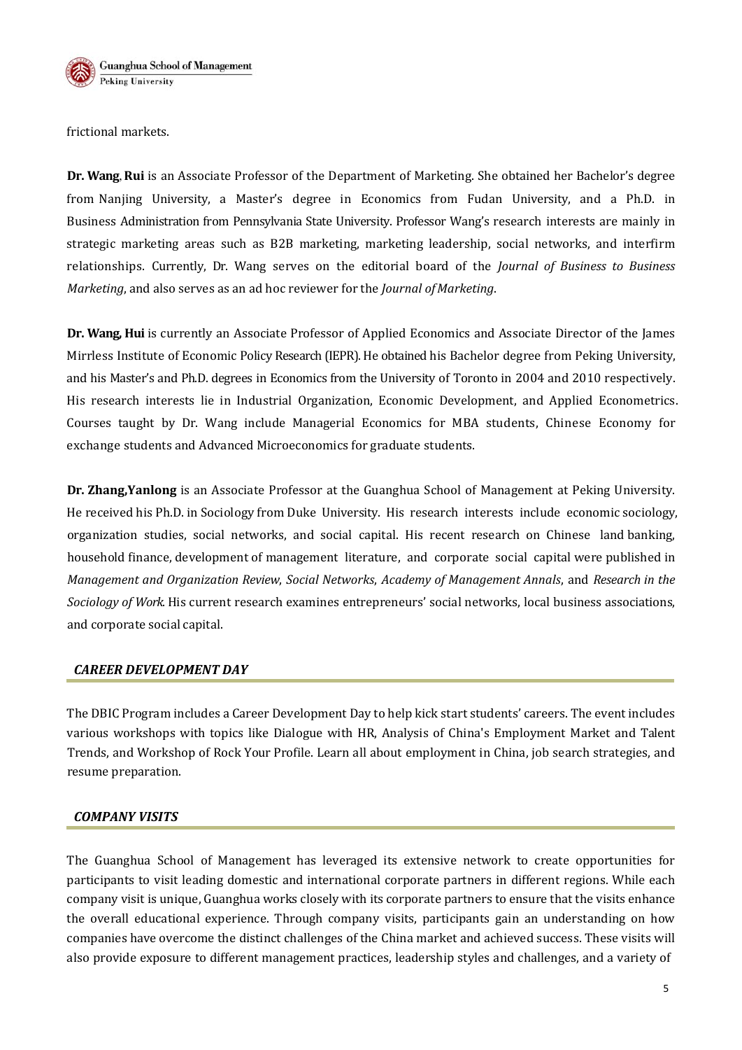frictional markets.

**Dr. Wang, Rui** is an Associate Professor of the Department of Marketing. She obtained her Bachelor's degree from Nanjing University, a Master's degree in Economics from Fudan University, and a Ph.D. in Business Administration from Pennsylvania State University. Professor Wang's research interests are mainly in strategic marketing areas such as B2B marketing, marketing leadership, social networks, and interfirm relationships. Currently, Dr. Wang serves on the editorial board of the *Journal of Business to Business Marketing*, and also serves as an ad hoc reviewer for the *Journal of Marketing*.

**Dr. Wang, Hui** is currently an Associate Professor of Applied Economics and Associate Director of the James Mirrless Institute of Economic Policy Research (IEPR). He obtained his Bachelor degree from Peking University, and his Master's and Ph.D. degrees in Economics from the University of Toronto in 2004 and 2010 respectively. His research interests lie in Industrial Organization, Economic Development, and Applied Econometrics. Courses taught by Dr. Wang include Managerial Economics for MBA students, Chinese Economy for exchange students and Advanced Microeconomics for graduate students.

**Dr. Zhang,Yanlong** is an Associate Professor at the Guanghua School of Management at Peking University. He received his Ph.D. in Sociology from Duke University. His research interests include economic sociology, organization studies, social networks, and social capital. His recent research on Chinese land banking, household finance, development of management literature, and corporate social capital were published in *Management and Organization Review*, *Social Networks*, *Academy of Management Annals*, and *Research in the Sociology of Work*. His current research examines entrepreneurs' social networks, local business associations, and corporate social capital.

## *CAREER DEVELOPMENT DAY*

The DBIC Program includes a Career Development Day to help kick start students' careers. The event includes various workshops with topics like Dialogue with HR, Analysis of China's Employment Market and Talent Trends, and Workshop of Rock Your Profile. Learn all about employment in China, job search strategies, and resume preparation.

## *COMPANY VISITS*

The Guanghua School of Management has leveraged its extensive network to create opportunities for participants to visit leading domestic and international corporate partners in different regions. While each company visit is unique, Guanghua works closely with its corporate partners to ensure that the visits enhance the overall educational experience. Through company visits, participants gain an understanding on how companies have overcome the distinct challenges of the China market and achieved success. These visits will also provide exposure to different management practices, leadership styles and challenges, and a variety of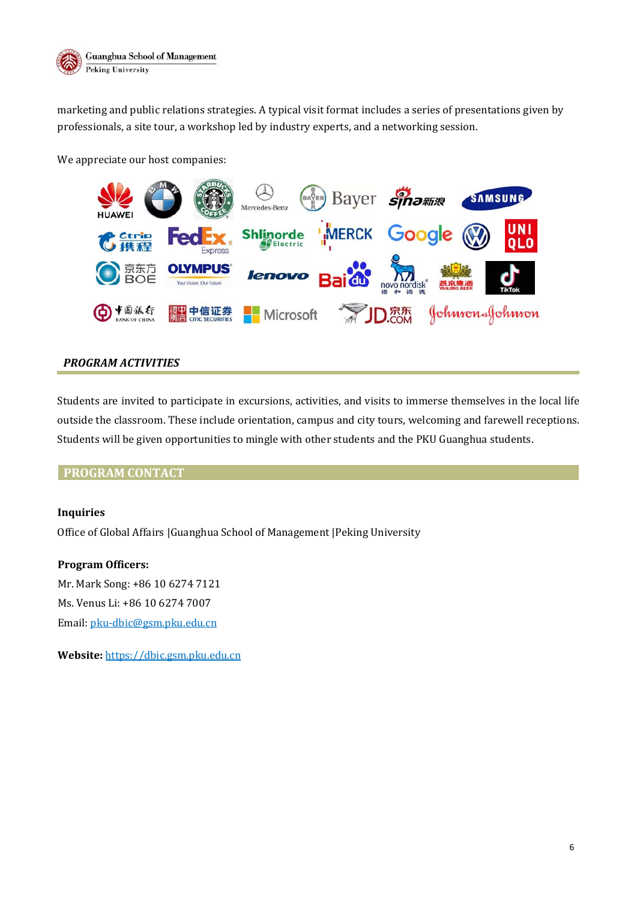marketing and public relations strategies. A typical visit format includes a series of presentations given by professionals, a site tour, a workshop led by industry experts, and a networking session.

We appreciate our host companies:

## *PROGRAM ACTIVITIES*

Students are invited to participate in excursions, activities, and visits to immerse themselves in the local life outside the classroom. These include orientation, campus and city tours, welcoming and farewell receptions. Students will be given opportunities to mingle with other students and the PKU Guanghua students.

## PROGRAM CONTACT

**Inquiries**

Office of Global Affairs |Guanghua School of Management |Peking University

**Program Officers:**

Mr. Mark Song: +86 10 6274 7121

Ms. Venus Li: +86 10 6274 7007

Email: pku-dbic@gsm.pku.edu.cn

**Website:** https://dbic.gsm.pku.edu.cn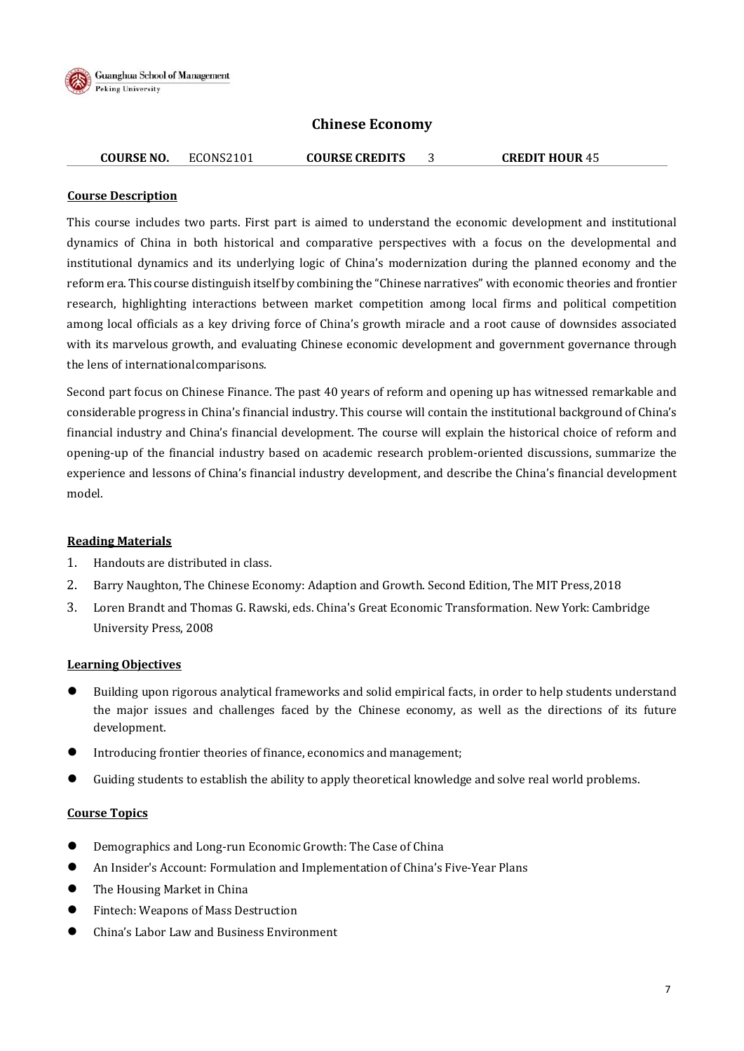## Chinese Economy

**COURSE NO.** ECONS2101 **COURSE CREDITS** 3 **CREDIT HOUR** 45

**Course Description**

This course includes two parts. First part is aimed to understand the economic development and institutional dynamics of China in both historical and comparative perspectives with a focus on the developmental and institutional dynamics and its underlying logic of China's modernization during the planned economy and the reform era. This course distinguish itself by combining the "Chinese narratives" with economic theories and frontier research, highlighting interactions between market competition among local firms and political competition among local officials as a key driving force of China's growth miracle and a root cause of downsides associated with its marvelous growth, and evaluating Chinese economic development and government governance through the lens of internationalcomparisons.

Second part focus on Chinese Finance. The past 40 years of reform and opening up has witnessed remarkable and considerable progress in China's financial industry. This course will contain the institutional background of China's financial industry and China's financial development. The course will explain the historical choice of reform and opening-up of the financial industry based on academic research problem-oriented discussions, summarize the experience and lessons of China's financial industry development, and describe the China's financial development model.

**Reading Materials**

1. Handouts are distributed in class.
2. Barry Naughton, The Chinese Economy: Adaption and Growth. Second Edition, The MIT Press,2018
3. Loren Brandt and Thomas G. Rawski, eds. China's Great Economic Transformation. New York: Cambridge University Press, 2008

**Learning Objectives**

- Building upon rigorous analytical frameworks and solid empirical facts, in order to help students understand the major issues and challenges faced by the Chinese economy, as well as the directions of its future development.
- Introducing frontier theories of finance, economics and management;
- Guiding students to establish the ability to apply theoretical knowledge and solve real world problems.

**Course Topics**

- Demographics and Long-run Economic Growth: The Case of China
- An Insider's Account: Formulation and Implementation of China's Five-Year Plans
- The Housing Market in China
- Fintech: Weapons of Mass Destruction
- China's Labor Law and Business Environment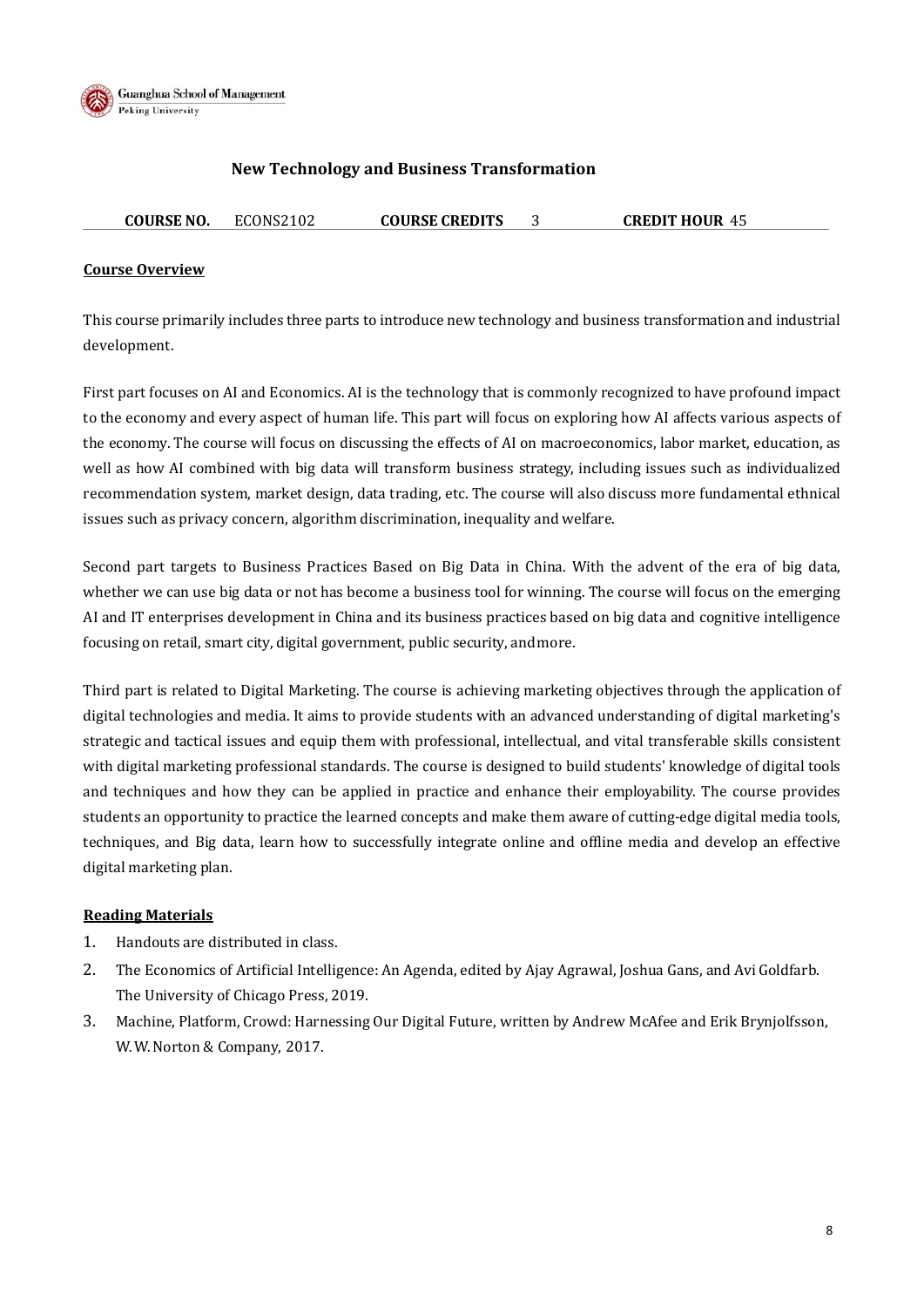## New Technology and Business Transformation

| **COURSE NO.** | ECONS2102 | **COURSE CREDITS** | 3 | **CREDIT HOUR** | 45 |
|---|---|---|---|---|---|

**Course Overview**

This course primarily includes three parts to introduce new technology and business transformation and industrial development.

First part focuses on AI and Economics. AI is the technology that is commonly recognized to have profound impact to the economy and every aspect of human life. This part will focus on exploring how AI affects various aspects of the economy. The course will focus on discussing the effects of AI on macroeconomics, labor market, education, as well as how AI combined with big data will transform business strategy, including issues such as individualized recommendation system, market design, data trading, etc. The course will also discuss more fundamental ethnical issues such as privacy concern, algorithm discrimination, inequality and welfare.

Second part targets to Business Practices Based on Big Data in China. With the advent of the era of big data, whether we can use big data or not has become a business tool for winning. The course will focus on the emerging AI and IT enterprises development in China and its business practices based on big data and cognitive intelligence focusing on retail, smart city, digital government, public security, andmore.

Third part is related to Digital Marketing. The course is achieving marketing objectives through the application of digital technologies and media. It aims to provide students with an advanced understanding of digital marketing's strategic and tactical issues and equip them with professional, intellectual, and vital transferable skills consistent with digital marketing professional standards. The course is designed to build students' knowledge of digital tools and techniques and how they can be applied in practice and enhance their employability. The course provides students an opportunity to practice the learned concepts and make them aware of cutting-edge digital media tools, techniques, and Big data, learn how to successfully integrate online and offline media and develop an effective digital marketing plan.

**Reading Materials**

1. Handouts are distributed in class.
2. The Economics of Artificial Intelligence: An Agenda, edited by Ajay Agrawal, Joshua Gans, and Avi Goldfarb. The University of Chicago Press, 2019.
3. Machine, Platform, Crowd: Harnessing Our Digital Future, written by Andrew McAfee and Erik Brynjolfsson, W.W. Norton & Company, 2017.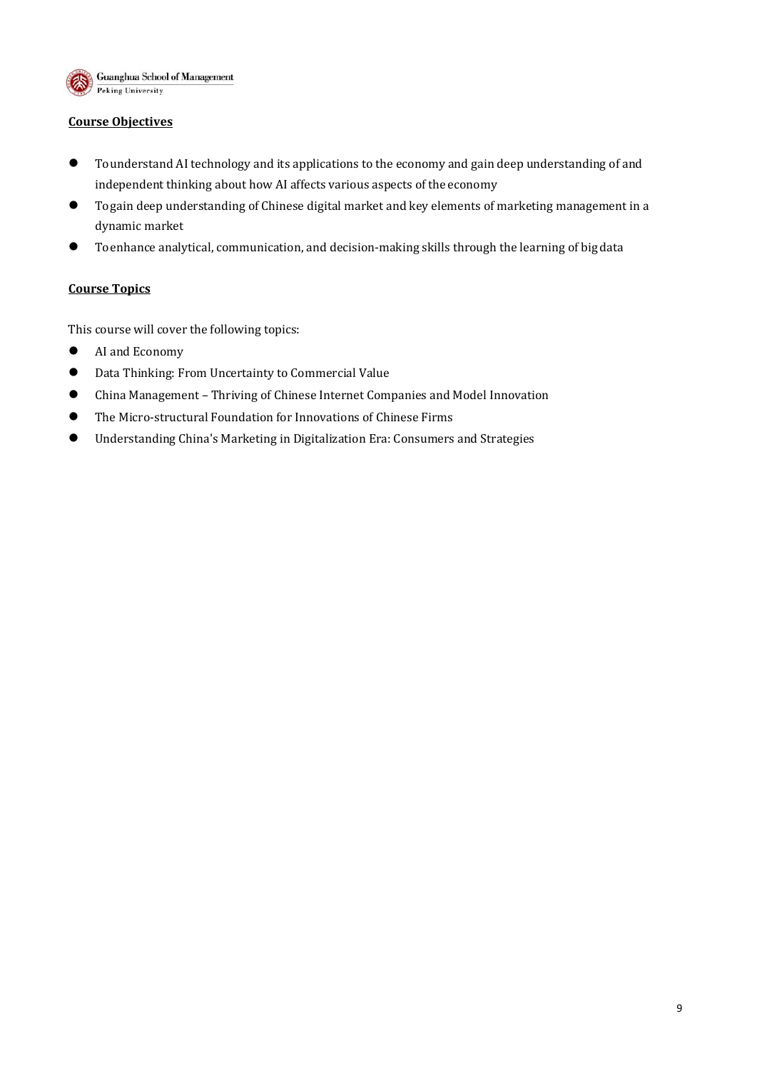**Course Objectives**

- To understand AI technology and its applications to the economy and gain deep understanding of and independent thinking about how AI affects various aspects of the economy
- To gain deep understanding of Chinese digital market and key elements of marketing management in a dynamic market
- To enhance analytical, communication, and decision-making skills through the learning of big data

**Course Topics**

This course will cover the following topics:

- AI and Economy
- Data Thinking: From Uncertainty to Commercial Value
- China Management – Thriving of Chinese Internet Companies and Model Innovation
- The Micro-structural Foundation for Innovations of Chinese Firms
- Understanding China's Marketing in Digitalization Era: Consumers and Strategies